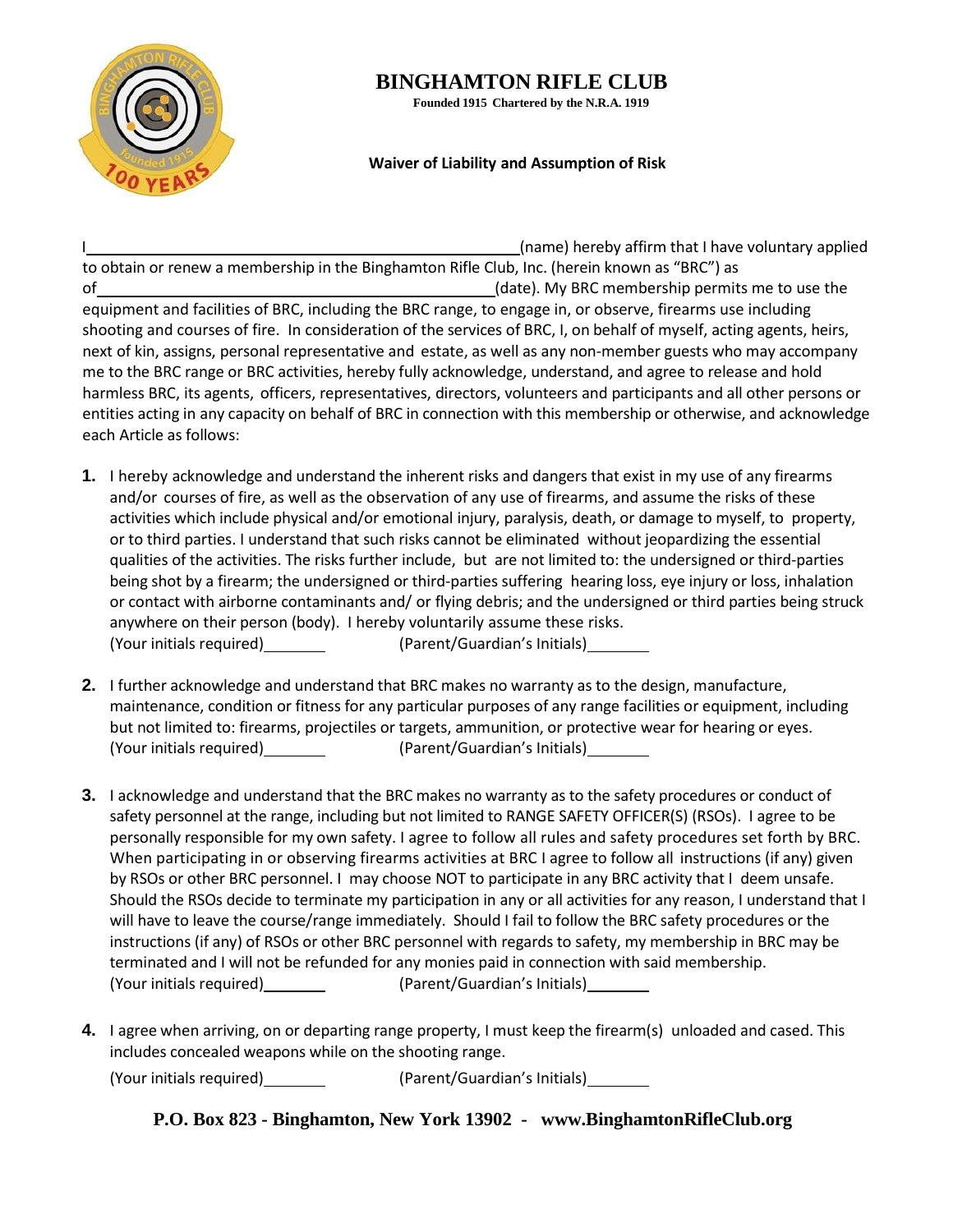# BINGHAMTON RIFLE CLUB

**Founded 1915 Chartered by the N.R.A. 1919**

**Waiver of Liability and Assumption of Risk**

I\_\_\_\_\_\_\_\_\_\_\_\_\_\_\_\_\_\_\_\_\_\_\_\_\_\_\_\_\_\_\_\_\_\_\_\_\_\_\_\_\_\_\_\_(name) hereby affirm that I have voluntary applied to obtain or renew a membership in the Binghamton Rifle Club, Inc. (herein known as "BRC") as of\_\_\_\_\_\_\_\_\_\_\_\_\_\_\_\_\_\_\_\_\_\_\_\_\_\_\_\_\_\_\_\_\_\_\_\_\_\_\_\_\_\_(date). My BRC membership permits me to use the equipment and facilities of BRC, including the BRC range, to engage in, or observe, firearms use including shooting and courses of fire. In consideration of the services of BRC, I, on behalf of myself, acting agents, heirs, next of kin, assigns, personal representative and estate, as well as any non-member guests who may accompany me to the BRC range or BRC activities, hereby fully acknowledge, understand, and agree to release and hold harmless BRC, its agents, officers, representatives, directors, volunteers and participants and all other persons or entities acting in any capacity on behalf of BRC in connection with this membership or otherwise, and acknowledge each Article as follows:

1. I hereby acknowledge and understand the inherent risks and dangers that exist in my use of any firearms and/or courses of fire, as well as the observation of any use of firearms, and assume the risks of these activities which include physical and/or emotional injury, paralysis, death, or damage to myself, to property, or to third parties. I understand that such risks cannot be eliminated without jeopardizing the essential qualities of the activities. The risks further include, but are not limited to: the undersigned or third-parties being shot by a firearm; the undersigned or third-parties suffering hearing loss, eye injury or loss, inhalation or contact with airborne contaminants and/ or flying debris; and the undersigned or third parties being struck anywhere on their person (body). I hereby voluntarily assume these risks.
   (Your initials required)\_\_\_\_\_\_\_ (Parent/Guardian's Initials)\_\_\_\_\_\_\_

2. I further acknowledge and understand that BRC makes no warranty as to the design, manufacture, maintenance, condition or fitness for any particular purposes of any range facilities or equipment, including but not limited to: firearms, projectiles or targets, ammunition, or protective wear for hearing or eyes.
   (Your initials required)\_\_\_\_\_\_\_ (Parent/Guardian's Initials)\_\_\_\_\_\_\_

3. I acknowledge and understand that the BRC makes no warranty as to the safety procedures or conduct of safety personnel at the range, including but not limited to RANGE SAFETY OFFICER(S) (RSOs). I agree to be personally responsible for my own safety. I agree to follow all rules and safety procedures set forth by BRC. When participating in or observing firearms activities at BRC I agree to follow all instructions (if any) given by RSOs or other BRC personnel. I may choose NOT to participate in any BRC activity that I deem unsafe. Should the RSOs decide to terminate my participation in any or all activities for any reason, I understand that I will have to leave the course/range immediately. Should I fail to follow the BRC safety procedures or the instructions (if any) of RSOs or other BRC personnel with regards to safety, my membership in BRC may be terminated and I will not be refunded for any monies paid in connection with said membership.
   (Your initials required)\_\_\_\_\_\_\_ (Parent/Guardian's Initials)\_\_\_\_\_\_\_

4. I agree when arriving, on or departing range property, I must keep the firearm(s) unloaded and cased. This includes concealed weapons while on the shooting range.
   (Your initials required)\_\_\_\_\_\_\_ (Parent/Guardian's Initials)\_\_\_\_\_\_\_

**P.O. Box 823 - Binghamton, New York 13902 - www.BinghamtonRifleClub.org**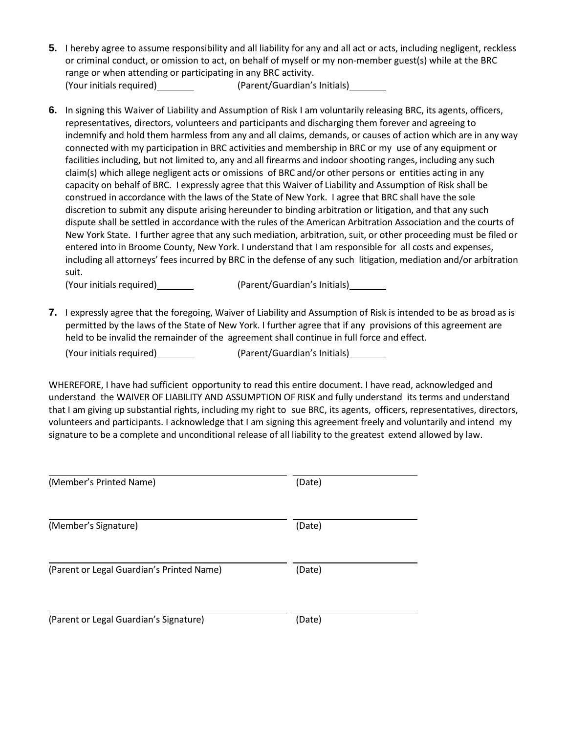5. I hereby agree to assume responsibility and all liability for any and all act or acts, including negligent, reckless or criminal conduct, or omission to act, on behalf of myself or my non-member guest(s) while at the BRC range or when attending or participating in any BRC activity.
   (Your initials required)_______ (Parent/Guardian's Initials)_______

6. In signing this Waiver of Liability and Assumption of Risk I am voluntarily releasing BRC, its agents, officers, representatives, directors, volunteers and participants and discharging them forever and agreeing to indemnify and hold them harmless from any and all claims, demands, or causes of action which are in any way connected with my participation in BRC activities and membership in BRC or my use of any equipment or facilities including, but not limited to, any and all firearms and indoor shooting ranges, including any such claim(s) which allege negligent acts or omissions of BRC and/or other persons or entities acting in any capacity on behalf of BRC. I expressly agree that this Waiver of Liability and Assumption of Risk shall be construed in accordance with the laws of the State of New York. I agree that BRC shall have the sole discretion to submit any dispute arising hereunder to binding arbitration or litigation, and that any such dispute shall be settled in accordance with the rules of the American Arbitration Association and the courts of New York State. I further agree that any such mediation, arbitration, suit, or other proceeding must be filed or entered into in Broome County, New York. I understand that I am responsible for all costs and expenses, including all attorneys' fees incurred by BRC in the defense of any such litigation, mediation and/or arbitration suit.
   (Your initials required)_______ (Parent/Guardian's Initials)_______

7. I expressly agree that the foregoing, Waiver of Liability and Assumption of Risk is intended to be as broad as is permitted by the laws of the State of New York. I further agree that if any provisions of this agreement are held to be invalid the remainder of the agreement shall continue in full force and effect.
   (Your initials required)_______ (Parent/Guardian's Initials)_______

WHEREFORE, I have had sufficient opportunity to read this entire document. I have read, acknowledged and understand the WAIVER OF LIABILITY AND ASSUMPTION OF RISK and fully understand its terms and understand that I am giving up substantial rights, including my right to sue BRC, its agents, officers, representatives, directors, volunteers and participants. I acknowledge that I am signing this agreement freely and voluntarily and intend my signature to be a complete and unconditional release of all liability to the greatest extend allowed by law.

_______________________________ _______________
(Member's Printed Name) (Date)

_______________________________ _______________
(Member's Signature) (Date)

_______________________________ _______________
(Parent or Legal Guardian's Printed Name) (Date)

_______________________________ _______________
(Parent or Legal Guardian's Signature) (Date)